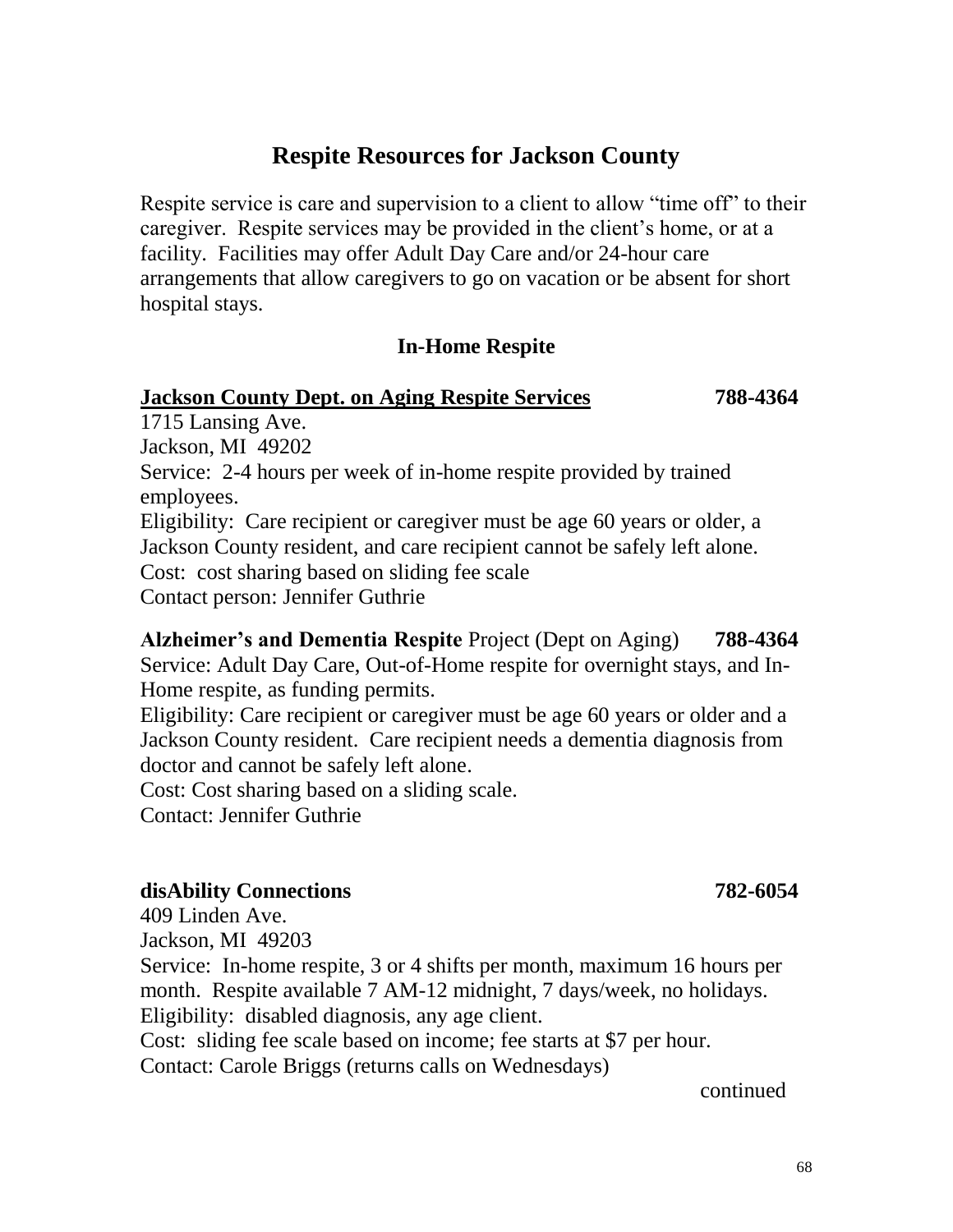# Respite Resources for Jackson County

Respite service is care and supervision to a client to allow "time off" to their caregiver. Respite services may be provided in the client's home, or at a facility. Facilities may offer Adult Day Care and/or 24-hour care arrangements that allow caregivers to go on vacation or be absent for short hospital stays.

## In-Home Respite

**<u>Jackson County Dept. on Aging Respite Services</u>** **788-4364**
1715 Lansing Ave.
Jackson, MI 49202
Service: 2-4 hours per week of in-home respite provided by trained employees.
Eligibility: Care recipient or caregiver must be age 60 years or older, a Jackson County resident, and care recipient cannot be safely left alone.
Cost: cost sharing based on sliding fee scale
Contact person: Jennifer Guthrie

**Alzheimer's and Dementia Respite** Project (Dept on Aging) **788-4364**
Service: Adult Day Care, Out-of-Home respite for overnight stays, and In-Home respite, as funding permits.
Eligibility: Care recipient or caregiver must be age 60 years or older and a Jackson County resident. Care recipient needs a dementia diagnosis from doctor and cannot be safely left alone.
Cost: Cost sharing based on a sliding scale.
Contact: Jennifer Guthrie

**disAbility Connections** **782-6054**
409 Linden Ave.
Jackson, MI 49203
Service: In-home respite, 3 or 4 shifts per month, maximum 16 hours per month. Respite available 7 AM-12 midnight, 7 days/week, no holidays.
Eligibility: disabled diagnosis, any age client.
Cost: sliding fee scale based on income; fee starts at $7 per hour.
Contact: Carole Briggs (returns calls on Wednesdays)

continued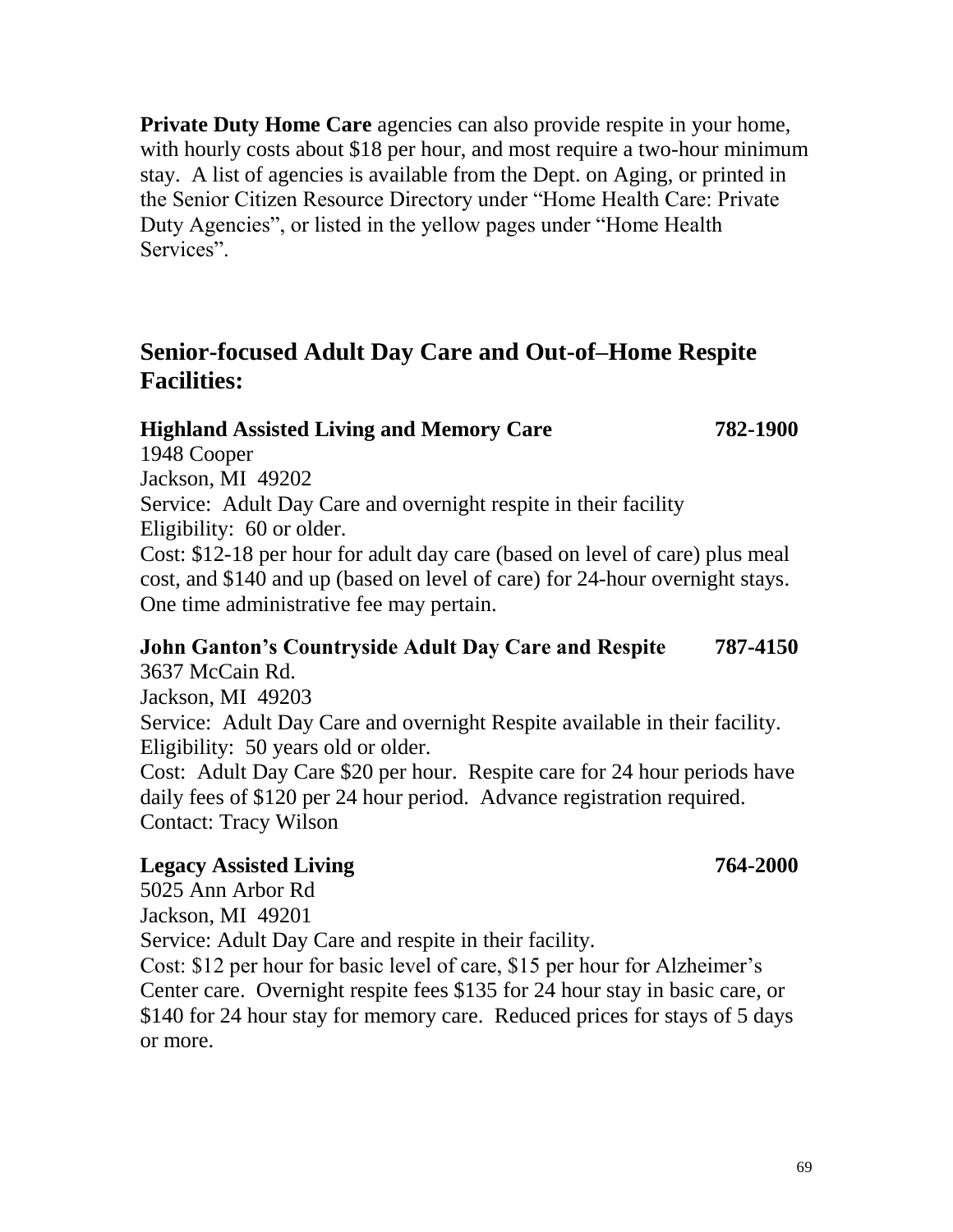**Private Duty Home Care** agencies can also provide respite in your home, with hourly costs about $18 per hour, and most require a two-hour minimum stay. A list of agencies is available from the Dept. on Aging, or printed in the Senior Citizen Resource Directory under "Home Health Care: Private Duty Agencies", or listed in the yellow pages under "Home Health Services".

## Senior-focused Adult Day Care and Out-of–Home Respite Facilities:

**Highland Assisted Living and Memory Care** **782-1900**
1948 Cooper
Jackson, MI 49202
Service: Adult Day Care and overnight respite in their facility
Eligibility: 60 or older.
Cost: $12-18 per hour for adult day care (based on level of care) plus meal cost, and $140 and up (based on level of care) for 24-hour overnight stays. One time administrative fee may pertain.

**John Ganton's Countryside Adult Day Care and Respite** **787-4150**
3637 McCain Rd.
Jackson, MI 49203
Service: Adult Day Care and overnight Respite available in their facility.
Eligibility: 50 years old or older.
Cost: Adult Day Care $20 per hour. Respite care for 24 hour periods have daily fees of $120 per 24 hour period. Advance registration required.
Contact: Tracy Wilson

**Legacy Assisted Living** **764-2000**
5025 Ann Arbor Rd
Jackson, MI 49201
Service: Adult Day Care and respite in their facility.
Cost: $12 per hour for basic level of care, $15 per hour for Alzheimer's Center care. Overnight respite fees $135 for 24 hour stay in basic care, or $140 for 24 hour stay for memory care. Reduced prices for stays of 5 days or more.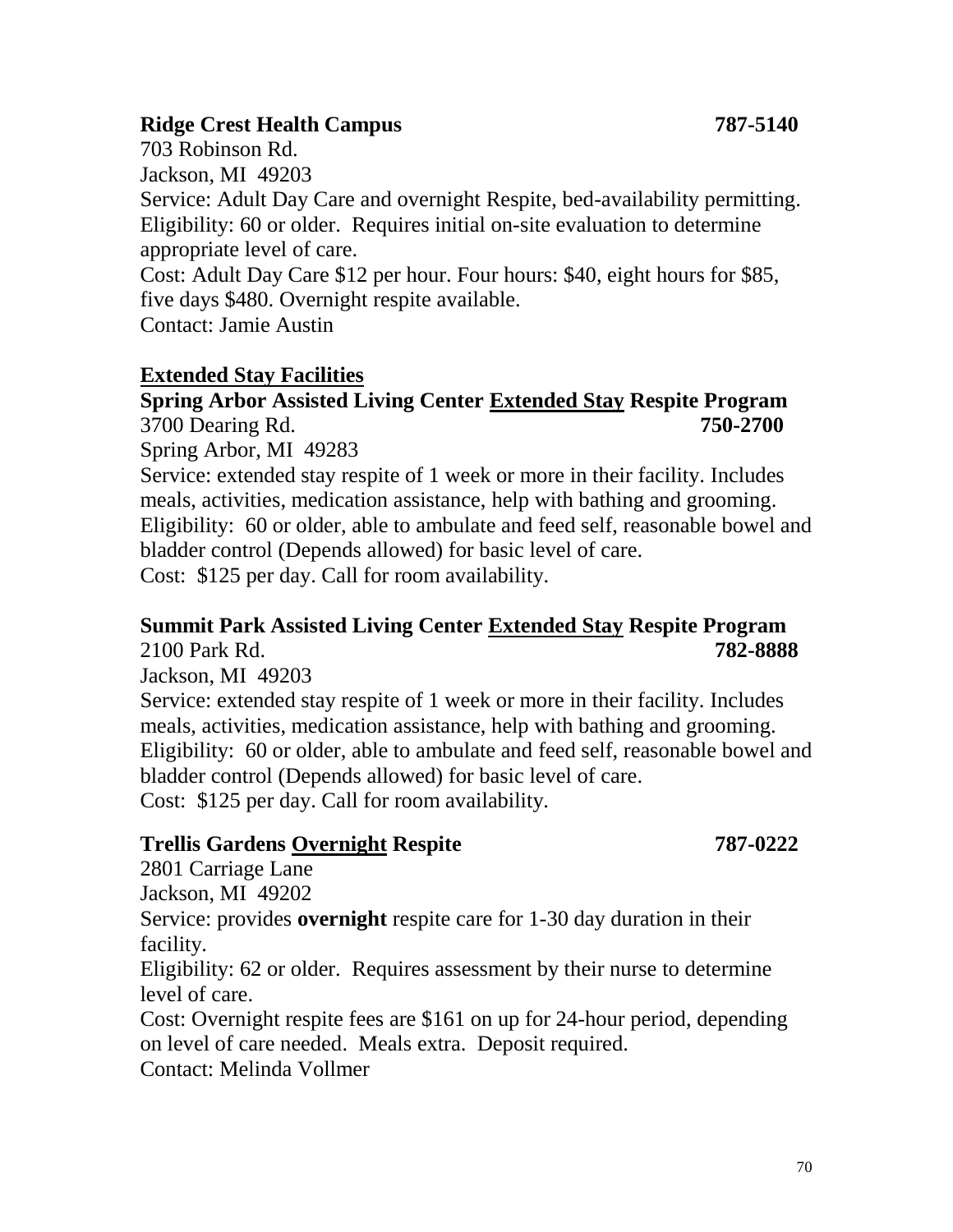**Ridge Crest Health Campus 787-5140**

703 Robinson Rd.
Jackson, MI 49203
Service: Adult Day Care and overnight Respite, bed-availability permitting.
Eligibility: 60 or older. Requires initial on-site evaluation to determine appropriate level of care.
Cost: Adult Day Care $12 per hour. Four hours: $40, eight hours for $85, five days $480. Overnight respite available.
Contact: Jamie Austin

## <u>Extended Stay Facilities</u>

**Spring Arbor Assisted Living Center <u>Extended Stay</u> Respite Program**
3700 Dearing Rd. **750-2700**
Spring Arbor, MI 49283
Service: extended stay respite of 1 week or more in their facility. Includes meals, activities, medication assistance, help with bathing and grooming.
Eligibility: 60 or older, able to ambulate and feed self, reasonable bowel and bladder control (Depends allowed) for basic level of care.
Cost: $125 per day. Call for room availability.

**Summit Park Assisted Living Center <u>Extended Stay</u> Respite Program**
2100 Park Rd. **782-8888**
Jackson, MI 49203
Service: extended stay respite of 1 week or more in their facility. Includes meals, activities, medication assistance, help with bathing and grooming.
Eligibility: 60 or older, able to ambulate and feed self, reasonable bowel and bladder control (Depends allowed) for basic level of care.
Cost: $125 per day. Call for room availability.

**Trellis Gardens <u>Overnight</u> Respite 787-0222**

2801 Carriage Lane
Jackson, MI 49202
Service: provides **overnight** respite care for 1-30 day duration in their facility.
Eligibility: 62 or older. Requires assessment by their nurse to determine level of care.
Cost: Overnight respite fees are $161 on up for 24-hour period, depending on level of care needed. Meals extra. Deposit required.
Contact: Melinda Vollmer